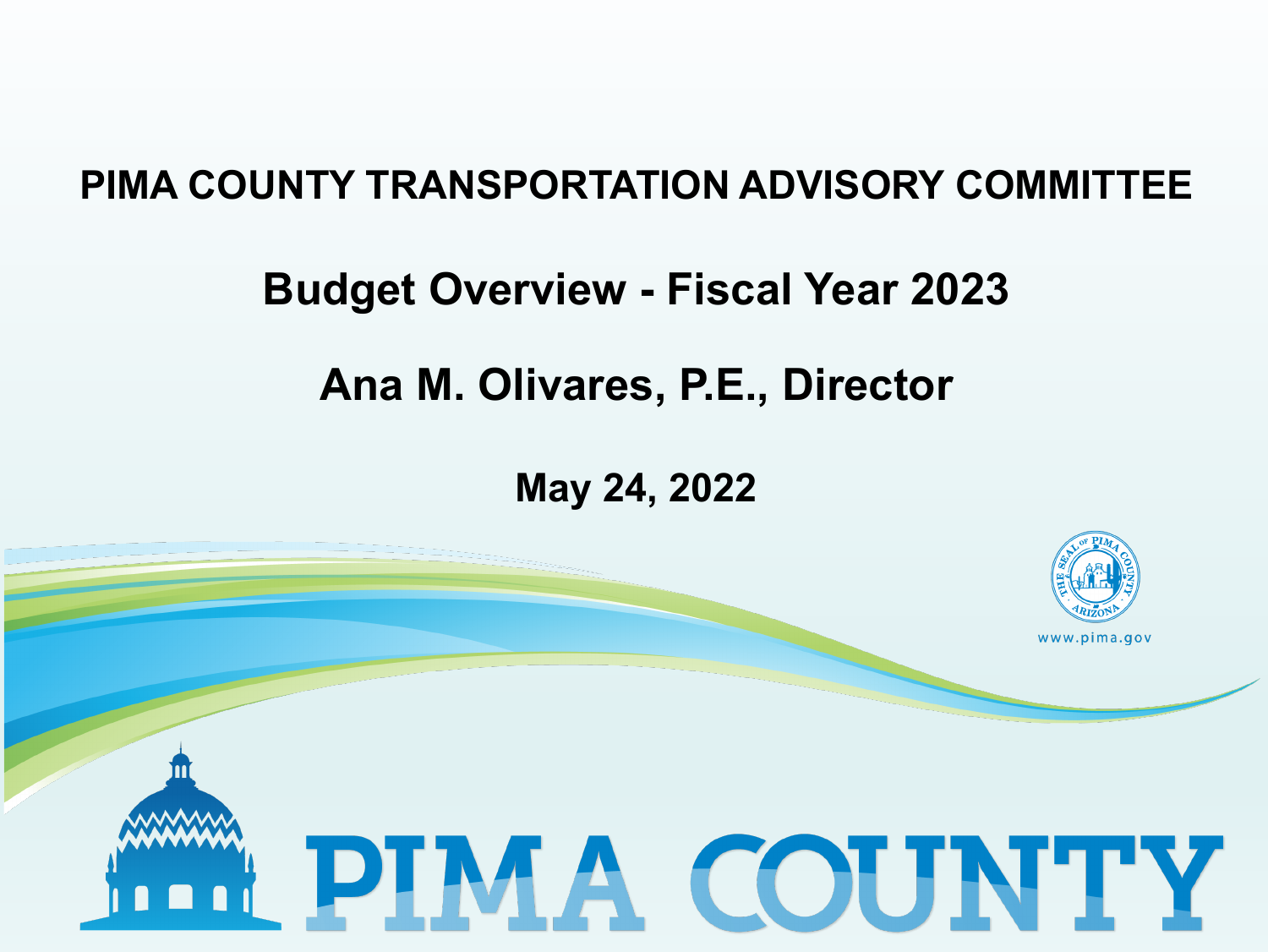# PIMA COUNTY TRANSPORTATION ADVISORY COMMITTEE

## Budget Overview - Fiscal Year 2023

## Ana M. Olivares, P.E., Director

**May 24, 2022**

www.pima.gov

PIMA COUNTY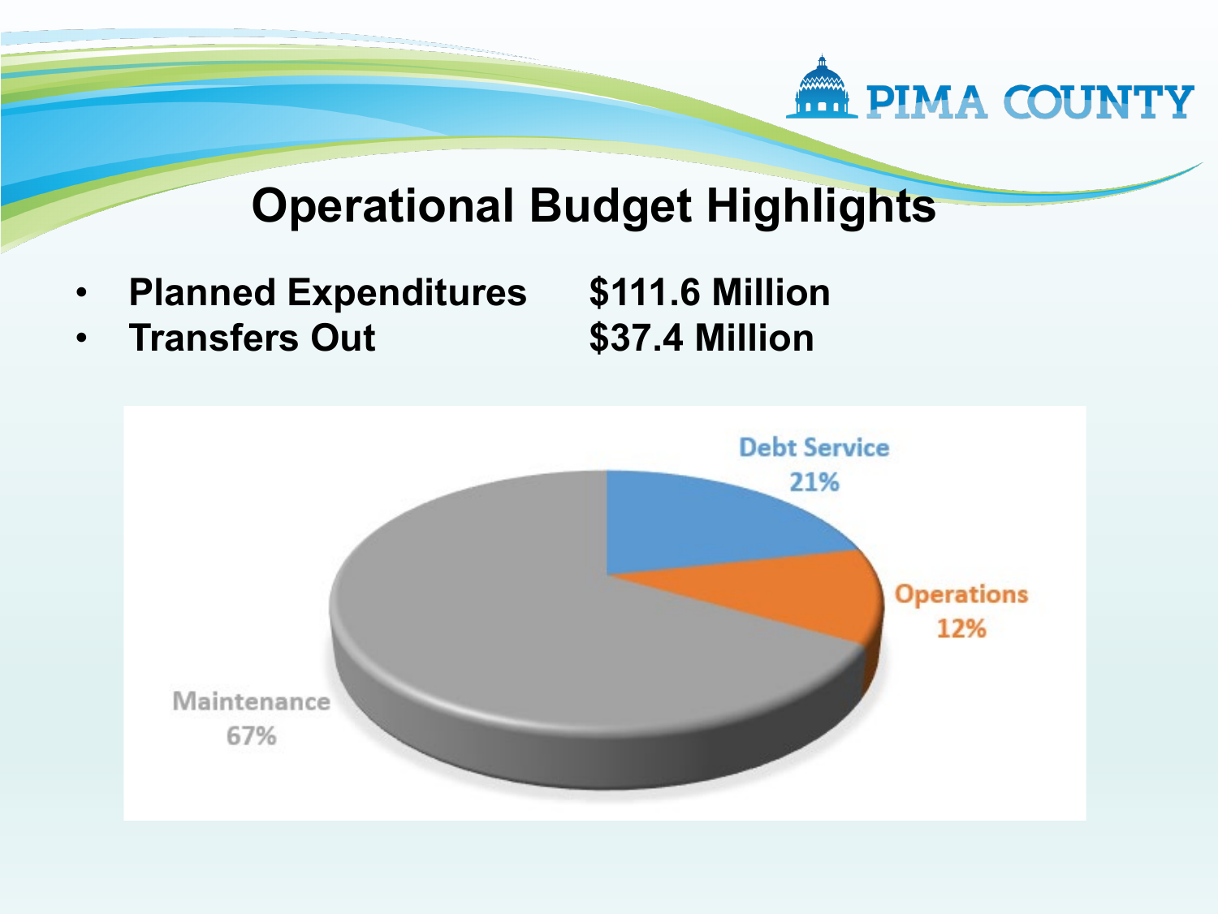# Operational Budget Highlights

- **Planned Expenditures** **$111.6 Million**
- **Transfers Out** **$37.4 Million**

Debt Service 21%

Operations 12%

Maintenance 67%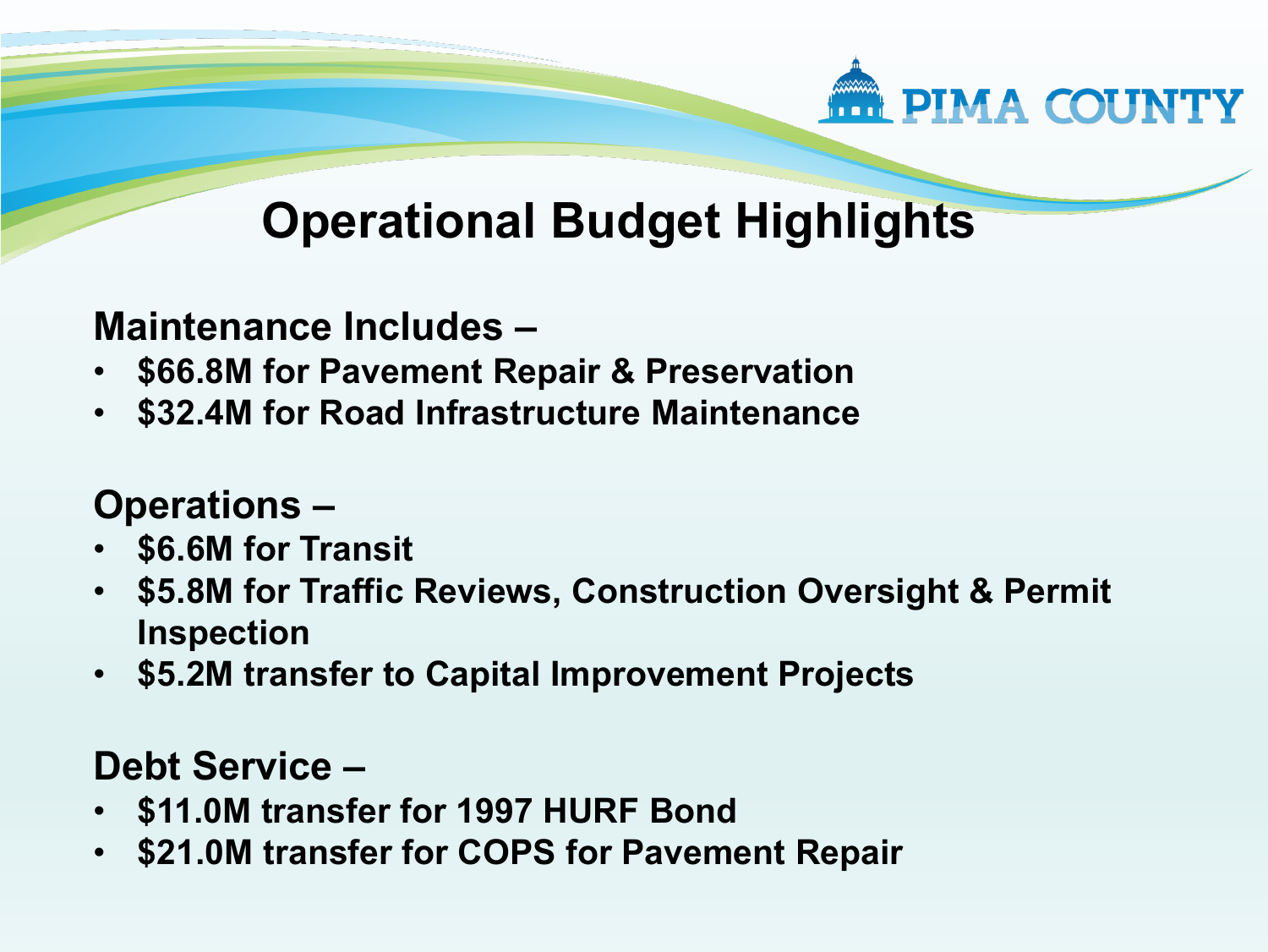# Operational Budget Highlights

**Maintenance Includes –**

- **$66.8M for Pavement Repair & Preservation**
- **$32.4M for Road Infrastructure Maintenance**

**Operations –**

- **$6.6M for Transit**
- **$5.8M for Traffic Reviews, Construction Oversight & Permit Inspection**
- **$5.2M transfer to Capital Improvement Projects**

**Debt Service –**

- **$11.0M transfer for 1997 HURF Bond**
- **$21.0M transfer for COPS for Pavement Repair**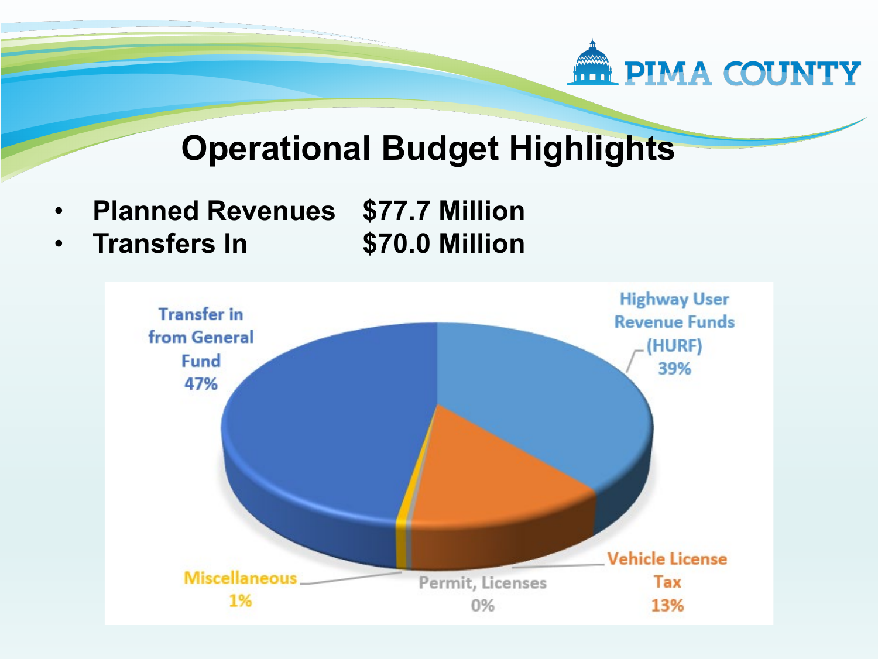# Operational Budget Highlights

- **Planned Revenues $77.7 Million**
- **Transfers In $70.0 Million**

Transfer in from General Fund 47%

Highway User Revenue Funds (HURF) 39%

Vehicle License Tax 13%

Permit, Licenses 0%

Miscellaneous 1%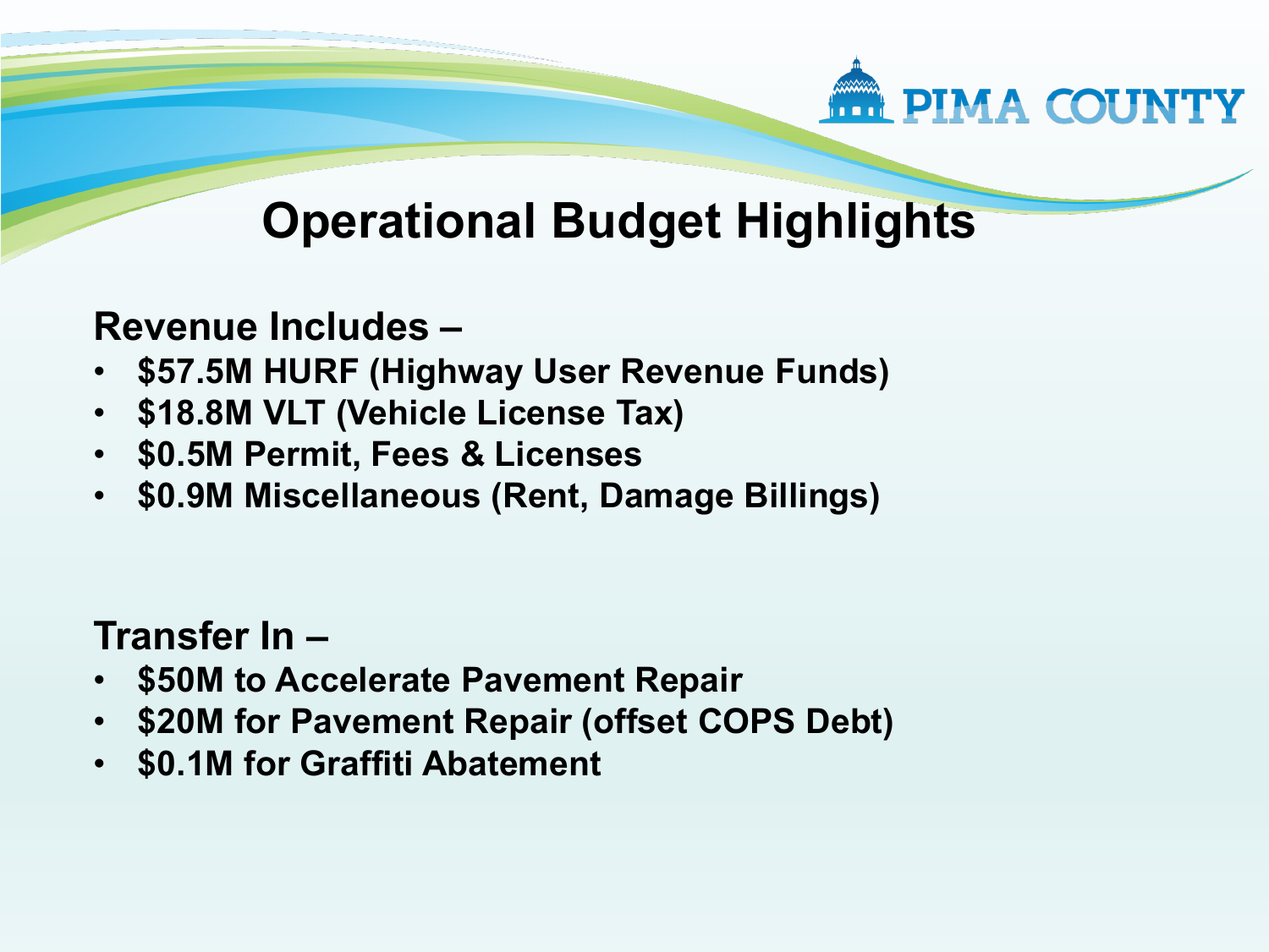# Operational Budget Highlights

**Revenue Includes –**

- **$57.5M HURF (Highway User Revenue Funds)**
- **$18.8M VLT (Vehicle License Tax)**
- **$0.5M Permit, Fees & Licenses**
- **$0.9M Miscellaneous (Rent, Damage Billings)**

**Transfer In –**

- **$50M to Accelerate Pavement Repair**
- **$20M for Pavement Repair (offset COPS Debt)**
- **$0.1M for Graffiti Abatement**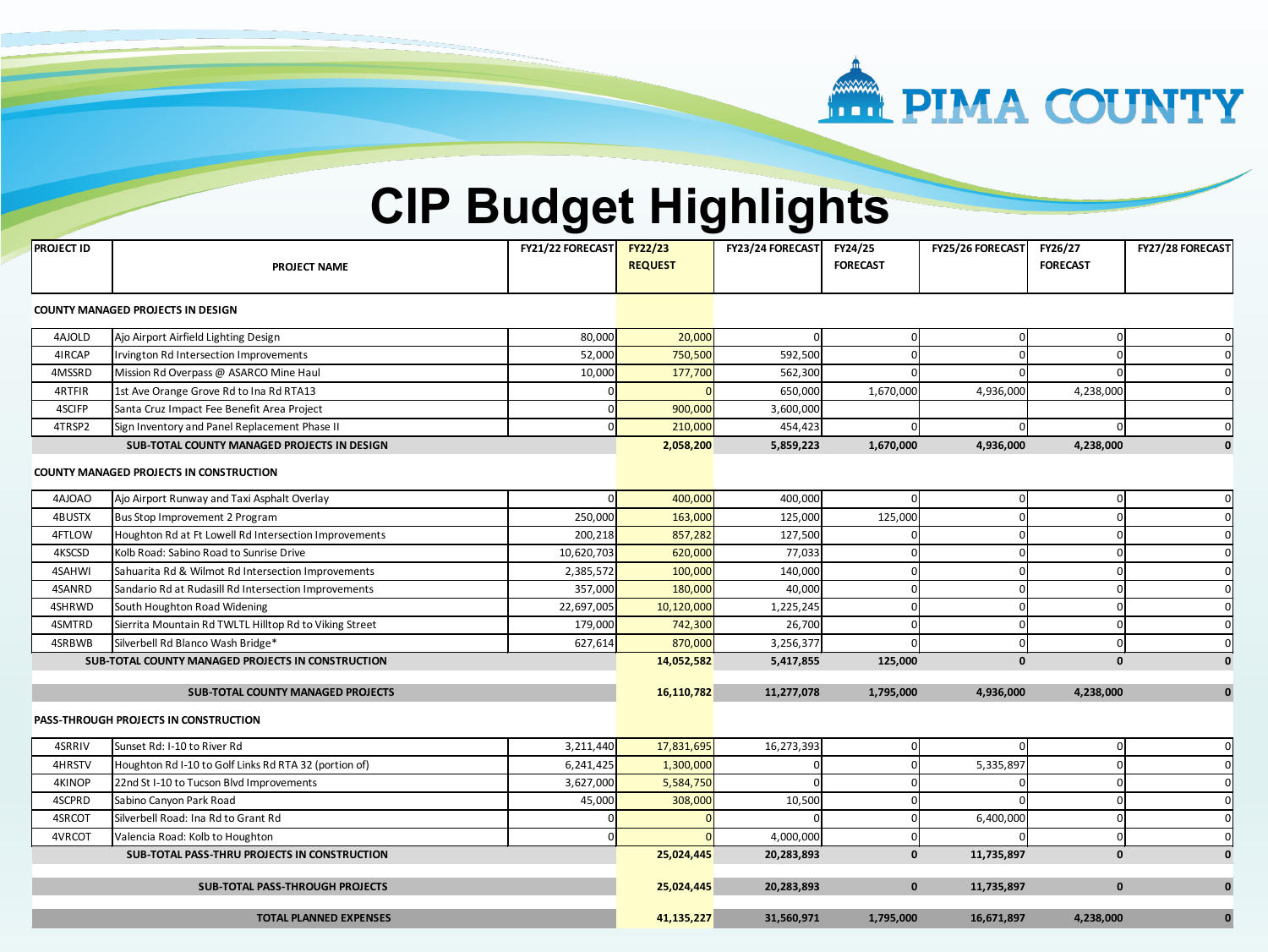# CIP Budget Highlights

| PROJECT ID | PROJECT NAME | FY21/22 FORECAST | FY22/23 REQUEST | FY23/24 FORECAST | FY24/25 FORECAST | FY25/26 FORECAST | FY26/27 FORECAST | FY27/28 FORECAST |
|---|---|---|---|---|---|---|---|---|
| **COUNTY MANAGED PROJECTS IN DESIGN** | | | | | | | | |
| 4AJOLD | Ajo Airport Airfield Lighting Design | 80,000 | 20,000 | 0 | 0 | 0 | 0 | 0 |
| 4IRCAP | Irvington Rd Intersection Improvements | 52,000 | 750,500 | 592,500 | 0 | 0 | 0 | 0 |
| 4MSSRD | Mission Rd Overpass @ ASARCO Mine Haul | 10,000 | 177,700 | 562,300 | 0 | 0 | 0 | 0 |
| 4RTFIR | 1st Ave Orange Grove Rd to Ina Rd RTA13 | 0 | 0 | 650,000 | 1,670,000 | 4,936,000 | 4,238,000 | 0 |
| 4SCIFP | Santa Cruz Impact Fee Benefit Area Project | 0 | 900,000 | 3,600,000 | | | | |
| 4TRSP2 | Sign Inventory and Panel Replacement Phase II | 0 | 210,000 | 454,423 | 0 | 0 | 0 | 0 |
| | **SUB-TOTAL COUNTY MANAGED PROJECTS IN DESIGN** | | **2,058,200** | **5,859,223** | **1,670,000** | **4,936,000** | **4,238,000** | **0** |
| **COUNTY MANAGED PROJECTS IN CONSTRUCTION** | | | | | | | | |
| 4AJOAO | Ajo Airport Runway and Taxi Asphalt Overlay | 0 | 400,000 | 400,000 | 0 | 0 | 0 | 0 |
| 4BUSTX | Bus Stop Improvement 2 Program | 250,000 | 163,000 | 125,000 | 125,000 | 0 | 0 | 0 |
| 4FTLOW | Houghton Rd at Ft Lowell Rd Intersection Improvements | 200,218 | 857,282 | 127,500 | 0 | 0 | 0 | 0 |
| 4KSCSD | Kolb Road: Sabino Road to Sunrise Drive | 10,620,703 | 620,000 | 77,033 | 0 | 0 | 0 | 0 |
| 4SAHWI | Sahuarita Rd & Wilmot Rd Intersection Improvements | 2,385,572 | 100,000 | 140,000 | 0 | 0 | 0 | 0 |
| 4SANRD | Sandario Rd at Rudasill Rd Intersection Improvements | 357,000 | 180,000 | 40,000 | 0 | 0 | 0 | 0 |
| 4SHRWD | South Houghton Road Widening | 22,697,005 | 10,120,000 | 1,225,245 | 0 | 0 | 0 | 0 |
| 4SMTRD | Sierrita Mountain Rd TWLTL Hilltop Rd to Viking Street | 179,000 | 742,300 | 26,700 | 0 | 0 | 0 | 0 |
| 4SRBWB | Silverbell Rd Blanco Wash Bridge* | 627,614 | 870,000 | 3,256,377 | 0 | 0 | 0 | 0 |
| | **SUB-TOTAL COUNTY MANAGED PROJECTS IN CONSTRUCTION** | | **14,052,582** | **5,417,855** | **125,000** | **0** | **0** | **0** |
| | **SUB-TOTAL COUNTY MANAGED PROJECTS** | | **16,110,782** | **11,277,078** | **1,795,000** | **4,936,000** | **4,238,000** | **0** |
| **PASS-THROUGH PROJECTS IN CONSTRUCTION** | | | | | | | | |
| 4SRRIV | Sunset Rd: I-10 to River Rd | 3,211,440 | 17,831,695 | 16,273,393 | 0 | 0 | 0 | 0 |
| 4HRSTV | Houghton Rd I-10 to Golf Links Rd RTA 32 (portion of) | 6,241,425 | 1,300,000 | 0 | 0 | 5,335,897 | 0 | 0 |
| 4KINOP | 22nd St I-10 to Tucson Blvd Improvements | 3,627,000 | 5,584,750 | 0 | 0 | 0 | 0 | 0 |
| 4SCPRD | Sabino Canyon Park Road | 45,000 | 308,000 | 10,500 | 0 | 0 | 0 | 0 |
| 4SRCOT | Silverbell Road: Ina Rd to Grant Rd | 0 | 0 | 0 | 0 | 6,400,000 | 0 | 0 |
| 4VRCOT | Valencia Road: Kolb to Houghton | 0 | 0 | 4,000,000 | 0 | 0 | 0 | 0 |
| | **SUB-TOTAL PASS-THRU PROJECTS IN CONSTRUCTION** | | **25,024,445** | **20,283,893** | **0** | **11,735,897** | **0** | **0** |
| | **SUB-TOTAL PASS-THROUGH PROJECTS** | | **25,024,445** | **20,283,893** | **0** | **11,735,897** | **0** | **0** |
| | **TOTAL PLANNED EXPENSES** | | **41,135,227** | **31,560,971** | **1,795,000** | **16,671,897** | **4,238,000** | **0** |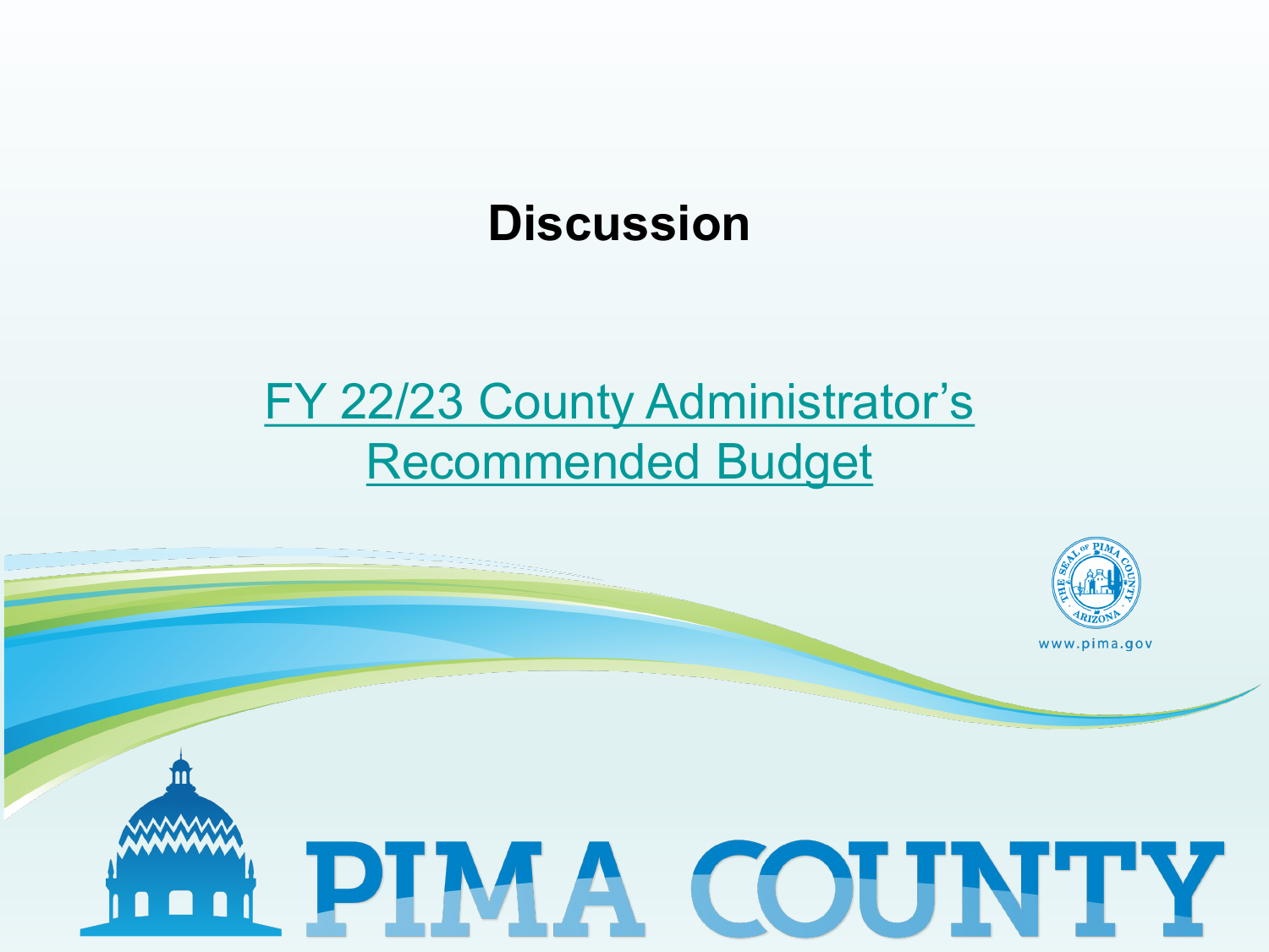# Discussion

[FY 22/23 County Administrator's Recommended Budget]

www.pima.gov

PIMA COUNTY